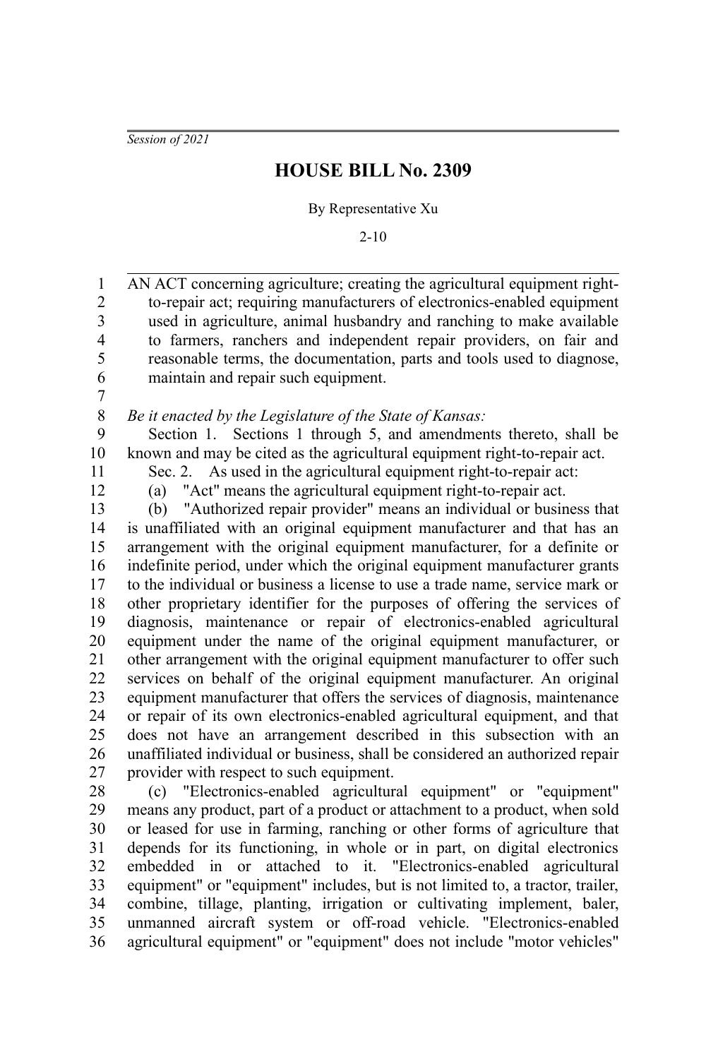*Session of 2021*

# HOUSE BILL No. 2309

By Representative Xu

2-10

AN ACT concerning agriculture; creating the agricultural equipment right-to-repair act; requiring manufacturers of electronics-enabled equipment used in agriculture, animal husbandry and ranching to make available to farmers, ranchers and independent repair providers, on fair and reasonable terms, the documentation, parts and tools used to diagnose, maintain and repair such equipment.

*Be it enacted by the Legislature of the State of Kansas:*

Section 1. Sections 1 through 5, and amendments thereto, shall be known and may be cited as the agricultural equipment right-to-repair act.

Sec. 2. As used in the agricultural equipment right-to-repair act:

(a) "Act" means the agricultural equipment right-to-repair act.

(b) "Authorized repair provider" means an individual or business that is unaffiliated with an original equipment manufacturer and that has an arrangement with the original equipment manufacturer, for a definite or indefinite period, under which the original equipment manufacturer grants to the individual or business a license to use a trade name, service mark or other proprietary identifier for the purposes of offering the services of diagnosis, maintenance or repair of electronics-enabled agricultural equipment under the name of the original equipment manufacturer, or other arrangement with the original equipment manufacturer to offer such services on behalf of the original equipment manufacturer. An original equipment manufacturer that offers the services of diagnosis, maintenance or repair of its own electronics-enabled agricultural equipment, and that does not have an arrangement described in this subsection with an unaffiliated individual or business, shall be considered an authorized repair provider with respect to such equipment.

(c) "Electronics-enabled agricultural equipment" or "equipment" means any product, part of a product or attachment to a product, when sold or leased for use in farming, ranching or other forms of agriculture that depends for its functioning, in whole or in part, on digital electronics embedded in or attached to it. "Electronics-enabled agricultural equipment" or "equipment" includes, but is not limited to, a tractor, trailer, combine, tillage, planting, irrigation or cultivating implement, baler, unmanned aircraft system or off-road vehicle. "Electronics-enabled agricultural equipment" or "equipment" does not include "motor vehicles"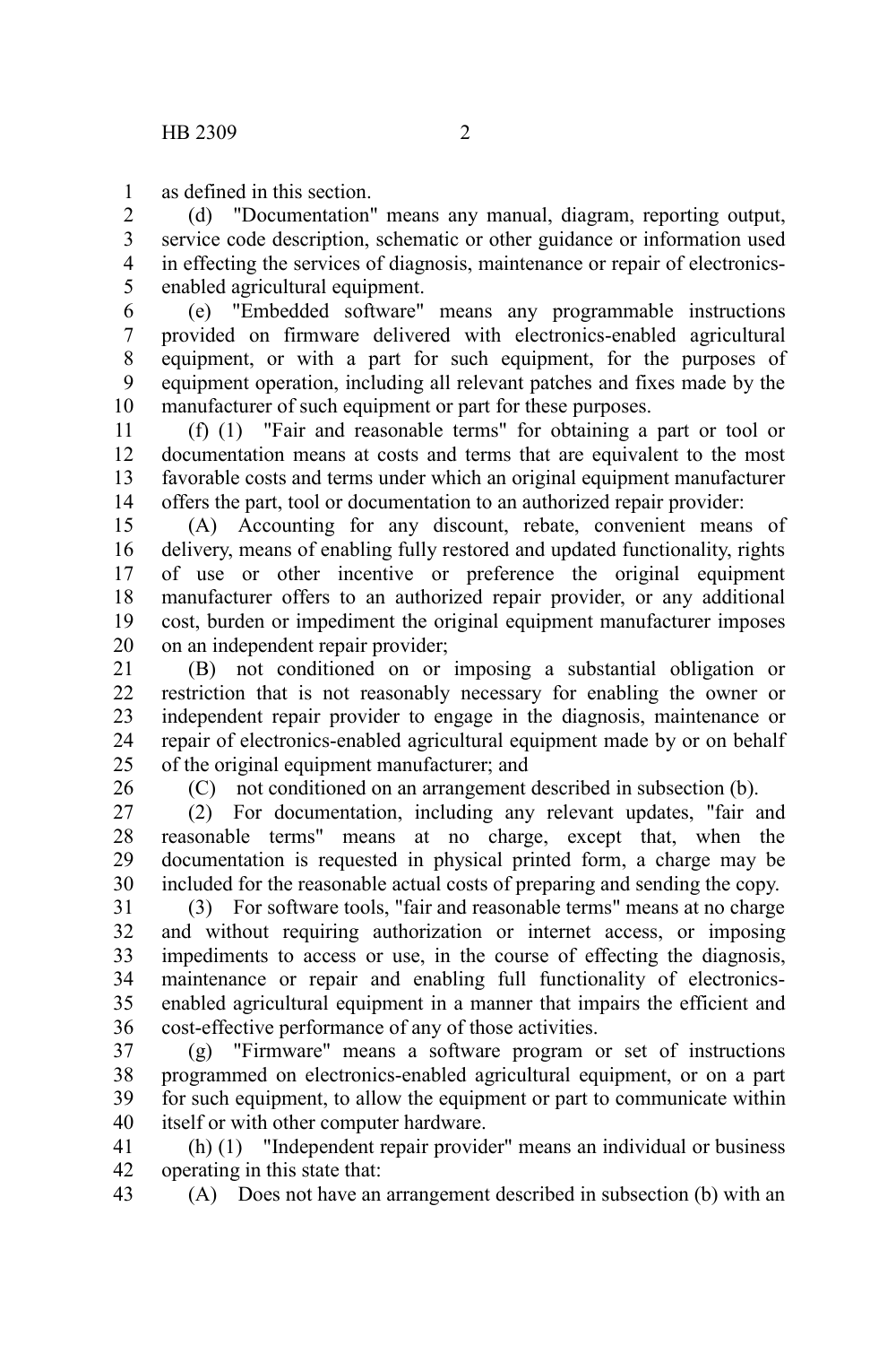as defined in this section.

(d) "Documentation" means any manual, diagram, reporting output, service code description, schematic or other guidance or information used in effecting the services of diagnosis, maintenance or repair of electronics-enabled agricultural equipment.

(e) "Embedded software" means any programmable instructions provided on firmware delivered with electronics-enabled agricultural equipment, or with a part for such equipment, for the purposes of equipment operation, including all relevant patches and fixes made by the manufacturer of such equipment or part for these purposes.

(f) (1) "Fair and reasonable terms" for obtaining a part or tool or documentation means at costs and terms that are equivalent to the most favorable costs and terms under which an original equipment manufacturer offers the part, tool or documentation to an authorized repair provider:

(A) Accounting for any discount, rebate, convenient means of delivery, means of enabling fully restored and updated functionality, rights of use or other incentive or preference the original equipment manufacturer offers to an authorized repair provider, or any additional cost, burden or impediment the original equipment manufacturer imposes on an independent repair provider;

(B) not conditioned on or imposing a substantial obligation or restriction that is not reasonably necessary for enabling the owner or independent repair provider to engage in the diagnosis, maintenance or repair of electronics-enabled agricultural equipment made by or on behalf of the original equipment manufacturer; and

(C) not conditioned on an arrangement described in subsection (b).

(2) For documentation, including any relevant updates, "fair and reasonable terms" means at no charge, except that, when the documentation is requested in physical printed form, a charge may be included for the reasonable actual costs of preparing and sending the copy.

(3) For software tools, "fair and reasonable terms" means at no charge and without requiring authorization or internet access, or imposing impediments to access or use, in the course of effecting the diagnosis, maintenance or repair and enabling full functionality of electronics-enabled agricultural equipment in a manner that impairs the efficient and cost-effective performance of any of those activities.

(g) "Firmware" means a software program or set of instructions programmed on electronics-enabled agricultural equipment, or on a part for such equipment, to allow the equipment or part to communicate within itself or with other computer hardware.

(h) (1) "Independent repair provider" means an individual or business operating in this state that:

(A) Does not have an arrangement described in subsection (b) with an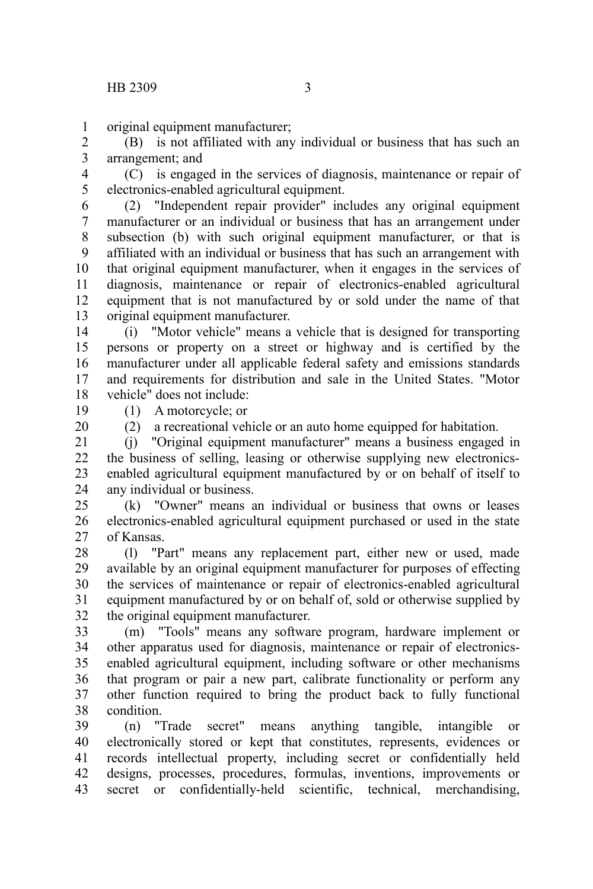original equipment manufacturer;

(B) is not affiliated with any individual or business that has such an arrangement; and

(C) is engaged in the services of diagnosis, maintenance or repair of electronics-enabled agricultural equipment.

(2) "Independent repair provider" includes any original equipment manufacturer or an individual or business that has an arrangement under subsection (b) with such original equipment manufacturer, or that is affiliated with an individual or business that has such an arrangement with that original equipment manufacturer, when it engages in the services of diagnosis, maintenance or repair of electronics-enabled agricultural equipment that is not manufactured by or sold under the name of that original equipment manufacturer.

(i) "Motor vehicle" means a vehicle that is designed for transporting persons or property on a street or highway and is certified by the manufacturer under all applicable federal safety and emissions standards and requirements for distribution and sale in the United States. "Motor vehicle" does not include:

(1) A motorcycle; or

(2) a recreational vehicle or an auto home equipped for habitation.

(j) "Original equipment manufacturer" means a business engaged in the business of selling, leasing or otherwise supplying new electronics-enabled agricultural equipment manufactured by or on behalf of itself to any individual or business.

(k) "Owner" means an individual or business that owns or leases electronics-enabled agricultural equipment purchased or used in the state of Kansas.

(l) "Part" means any replacement part, either new or used, made available by an original equipment manufacturer for purposes of effecting the services of maintenance or repair of electronics-enabled agricultural equipment manufactured by or on behalf of, sold or otherwise supplied by the original equipment manufacturer.

(m) "Tools" means any software program, hardware implement or other apparatus used for diagnosis, maintenance or repair of electronics-enabled agricultural equipment, including software or other mechanisms that program or pair a new part, calibrate functionality or perform any other function required to bring the product back to fully functional condition.

(n) "Trade secret" means anything tangible, intangible or electronically stored or kept that constitutes, represents, evidences or records intellectual property, including secret or confidentially held designs, processes, procedures, formulas, inventions, improvements or secret or confidentially-held scientific, technical, merchandising,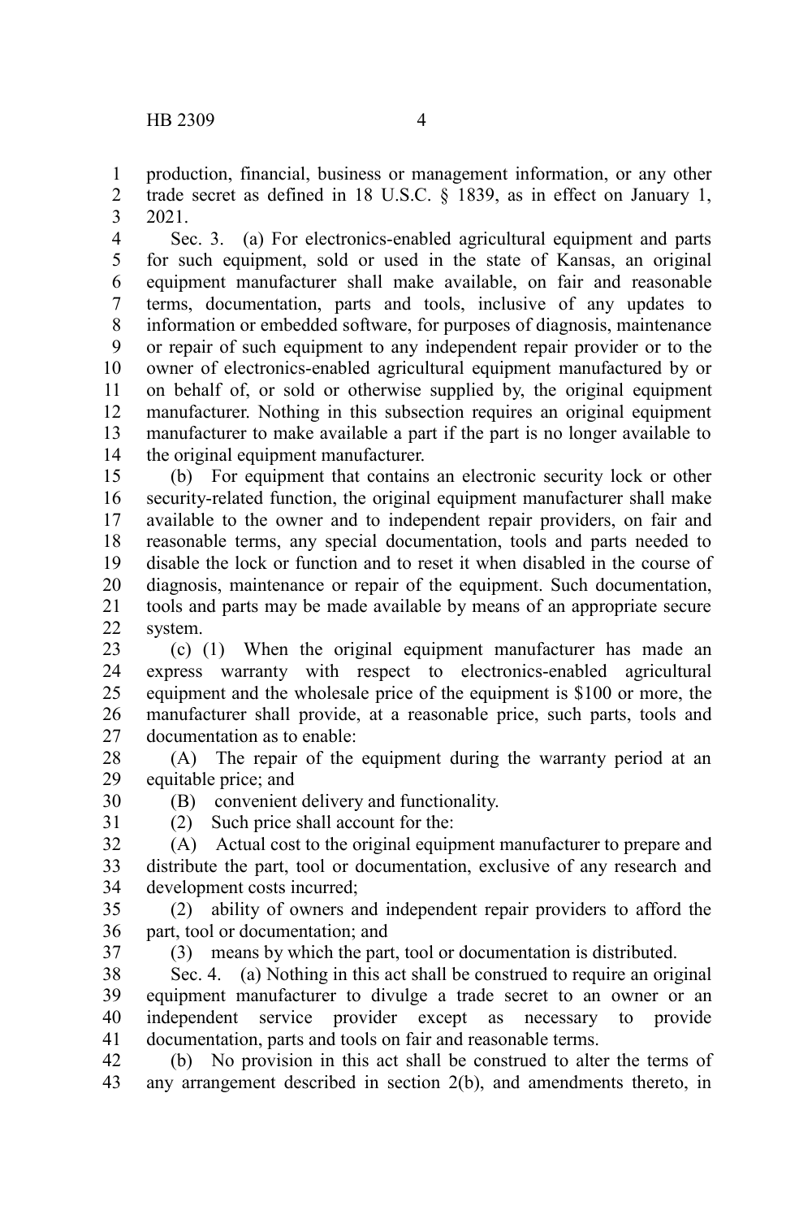production, financial, business or management information, or any other trade secret as defined in 18 U.S.C. § 1839, as in effect on January 1, 2021.

Sec. 3. (a) For electronics-enabled agricultural equipment and parts for such equipment, sold or used in the state of Kansas, an original equipment manufacturer shall make available, on fair and reasonable terms, documentation, parts and tools, inclusive of any updates to information or embedded software, for purposes of diagnosis, maintenance or repair of such equipment to any independent repair provider or to the owner of electronics-enabled agricultural equipment manufactured by or on behalf of, or sold or otherwise supplied by, the original equipment manufacturer. Nothing in this subsection requires an original equipment manufacturer to make available a part if the part is no longer available to the original equipment manufacturer.

(b) For equipment that contains an electronic security lock or other security-related function, the original equipment manufacturer shall make available to the owner and to independent repair providers, on fair and reasonable terms, any special documentation, tools and parts needed to disable the lock or function and to reset it when disabled in the course of diagnosis, maintenance or repair of the equipment. Such documentation, tools and parts may be made available by means of an appropriate secure system.

(c) (1) When the original equipment manufacturer has made an express warranty with respect to electronics-enabled agricultural equipment and the wholesale price of the equipment is $100 or more, the manufacturer shall provide, at a reasonable price, such parts, tools and documentation as to enable:

(A) The repair of the equipment during the warranty period at an equitable price; and

(B) convenient delivery and functionality.

(2) Such price shall account for the:

(A) Actual cost to the original equipment manufacturer to prepare and distribute the part, tool or documentation, exclusive of any research and development costs incurred;

(2) ability of owners and independent repair providers to afford the part, tool or documentation; and

(3) means by which the part, tool or documentation is distributed.

Sec. 4. (a) Nothing in this act shall be construed to require an original equipment manufacturer to divulge a trade secret to an owner or an independent service provider except as necessary to provide documentation, parts and tools on fair and reasonable terms.

(b) No provision in this act shall be construed to alter the terms of any arrangement described in section 2(b), and amendments thereto, in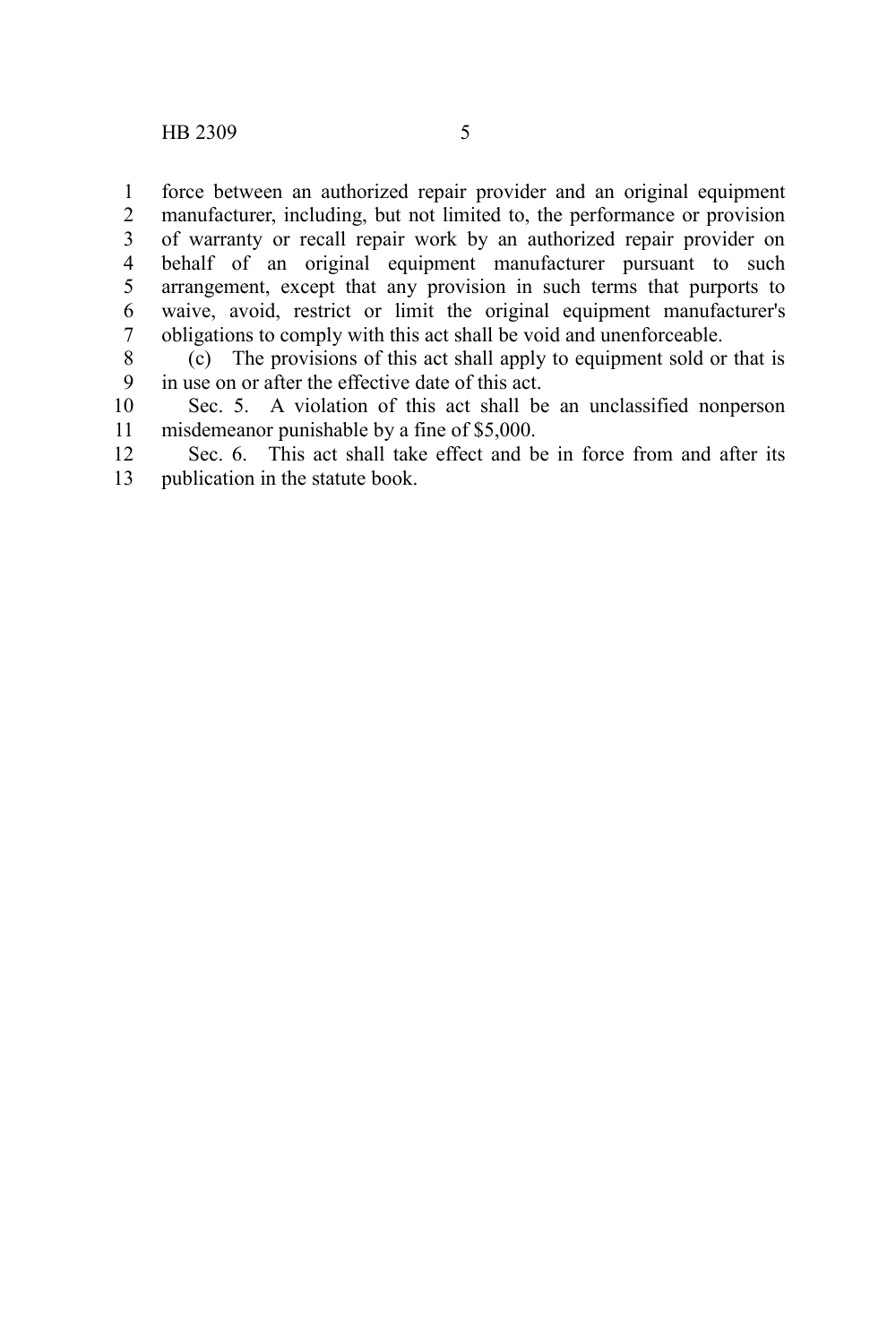force between an authorized repair provider and an original equipment manufacturer, including, but not limited to, the performance or provision of warranty or recall repair work by an authorized repair provider on behalf of an original equipment manufacturer pursuant to such arrangement, except that any provision in such terms that purports to waive, avoid, restrict or limit the original equipment manufacturer's obligations to comply with this act shall be void and unenforceable.

(c) The provisions of this act shall apply to equipment sold or that is in use on or after the effective date of this act.

Sec. 5. A violation of this act shall be an unclassified nonperson misdemeanor punishable by a fine of $5,000.

Sec. 6. This act shall take effect and be in force from and after its publication in the statute book.